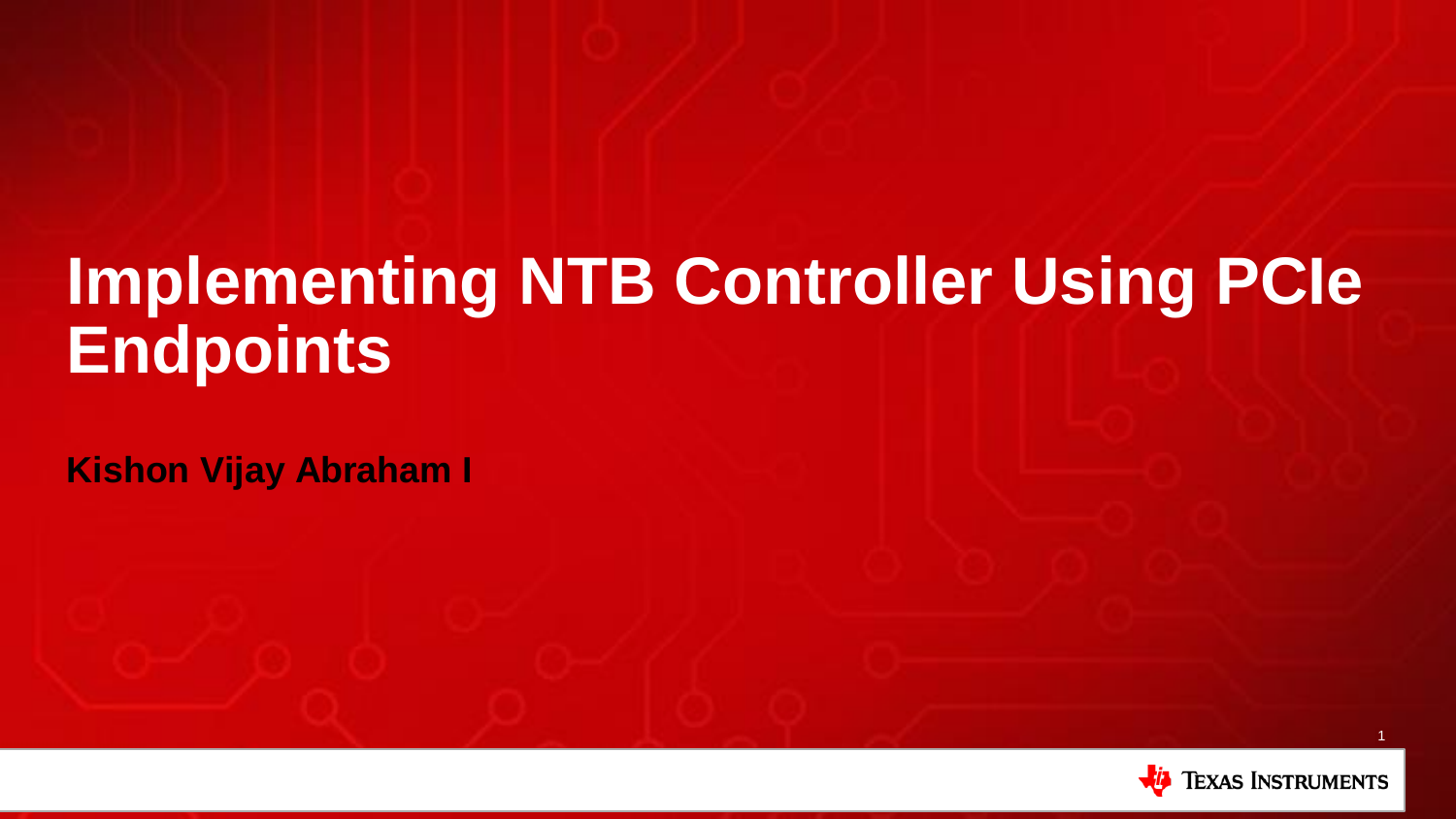# Implementing NTB Controller Using PCIe Endpoints

**Kishon Vijay Abraham I**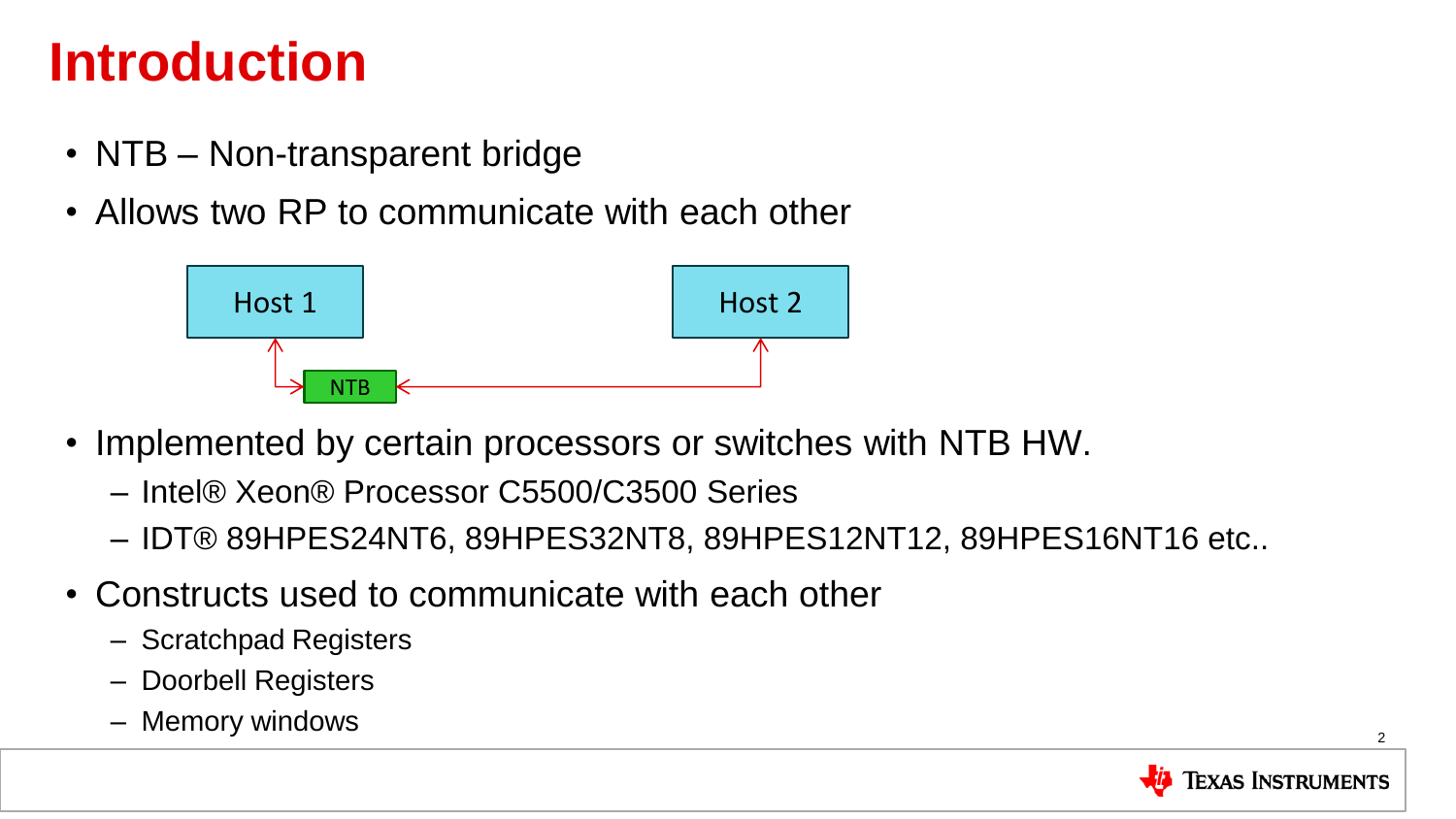# Introduction

- NTB – Non-transparent bridge
- Allows two RP to communicate with each other

Host 1

Host 2

NTB

- Implemented by certain processors or switches with NTB HW.
  - Intel® Xeon® Processor C5500/C3500 Series
  - IDT® 89HPES24NT6, 89HPES32NT8, 89HPES12NT12, 89HPES16NT16 etc..
- Constructs used to communicate with each other
  - Scratchpad Registers
  - Doorbell Registers
  - Memory windows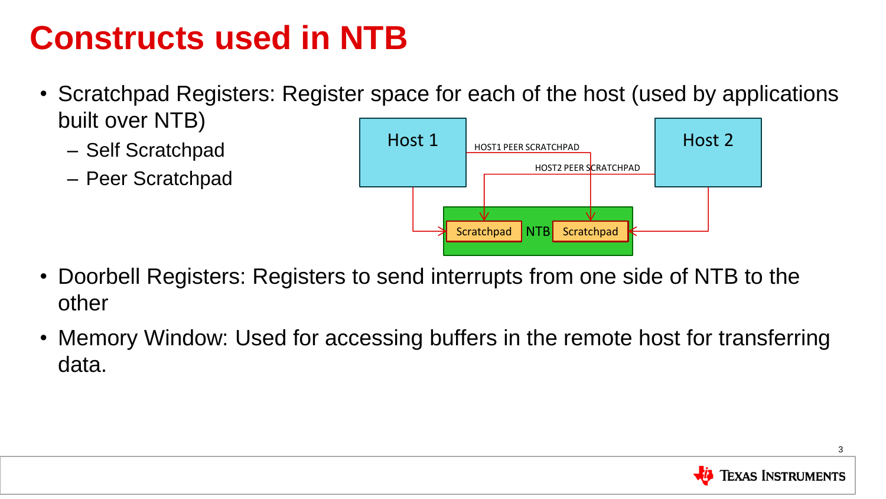# Constructs used in NTB

- Scratchpad Registers: Register space for each of the host (used by applications built over NTB)
  - Self Scratchpad
  - Peer Scratchpad
- Doorbell Registers: Registers to send interrupts from one side of NTB to the other
- Memory Window: Used for accessing buffers in the remote host for transferring data.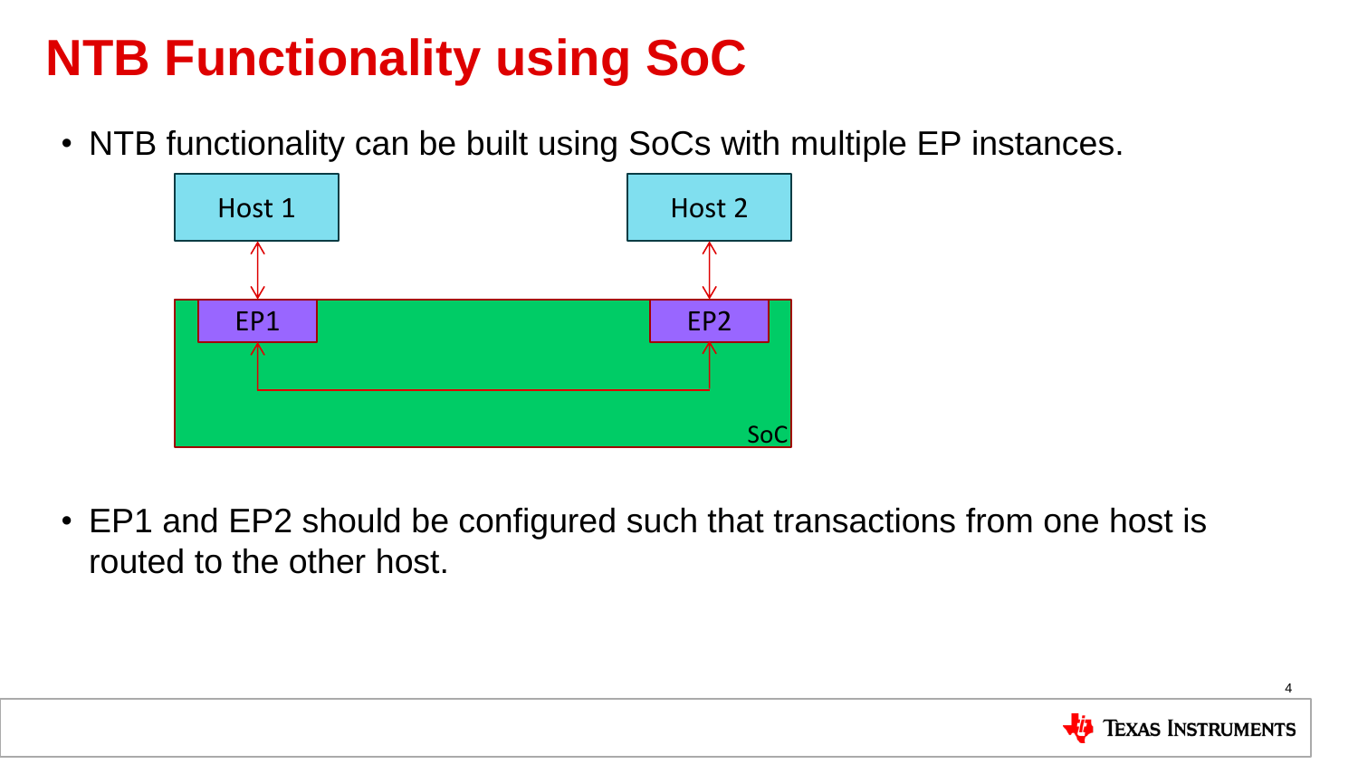# NTB Functionality using SoC

- NTB functionality can be built using SoCs with multiple EP instances.

Host 1

Host 2

EP1

EP2

SoC

- EP1 and EP2 should be configured such that transactions from one host is routed to the other host.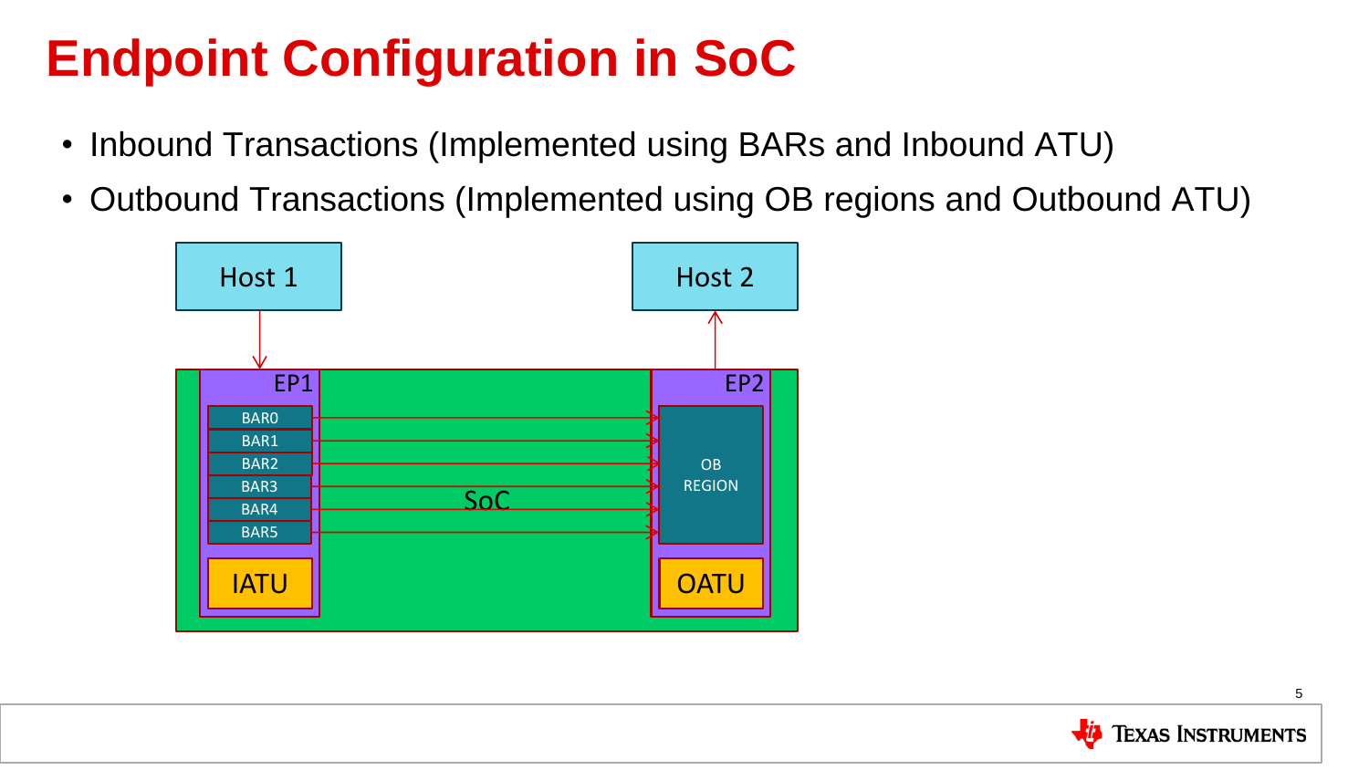# Endpoint Configuration in SoC

- Inbound Transactions (Implemented using BARs and Inbound ATU)
- Outbound Transactions (Implemented using OB regions and Outbound ATU)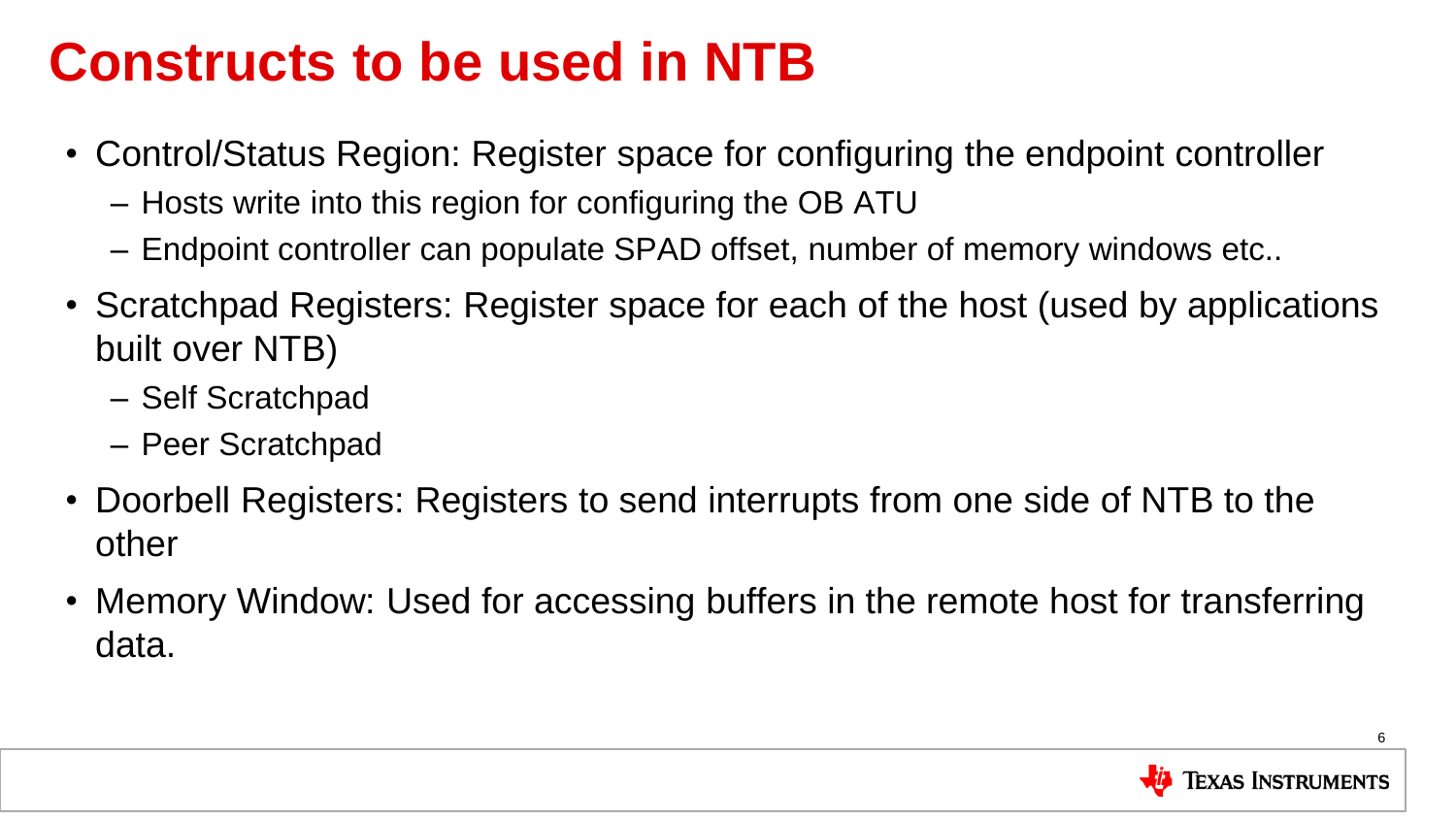# Constructs to be used in NTB

- Control/Status Region: Register space for configuring the endpoint controller
  - Hosts write into this region for configuring the OB ATU
  - Endpoint controller can populate SPAD offset, number of memory windows etc..
- Scratchpad Registers: Register space for each of the host (used by applications built over NTB)
  - Self Scratchpad
  - Peer Scratchpad
- Doorbell Registers: Registers to send interrupts from one side of NTB to the other
- Memory Window: Used for accessing buffers in the remote host for transferring data.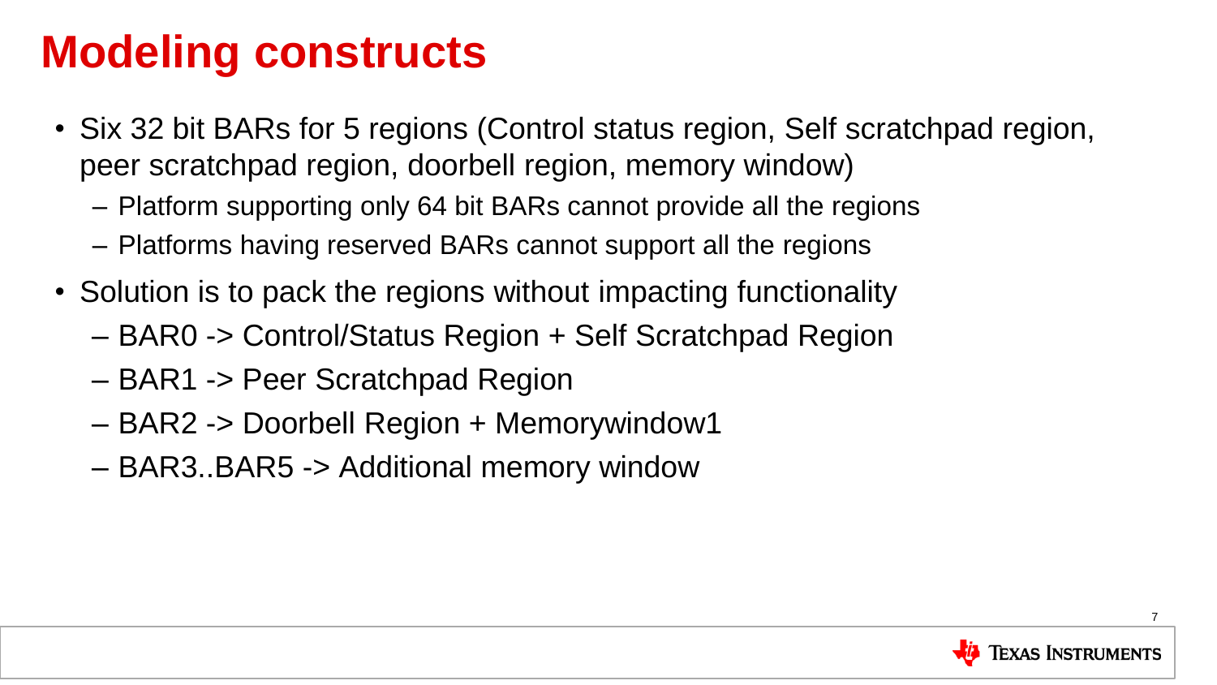# Modeling constructs

- Six 32 bit BARs for 5 regions (Control status region, Self scratchpad region, peer scratchpad region, doorbell region, memory window)
  - Platform supporting only 64 bit BARs cannot provide all the regions
  - Platforms having reserved BARs cannot support all the regions
- Solution is to pack the regions without impacting functionality
  - BAR0 -> Control/Status Region + Self Scratchpad Region
  - BAR1 -> Peer Scratchpad Region
  - BAR2 -> Doorbell Region + Memorywindow1
  - BAR3..BAR5 -> Additional memory window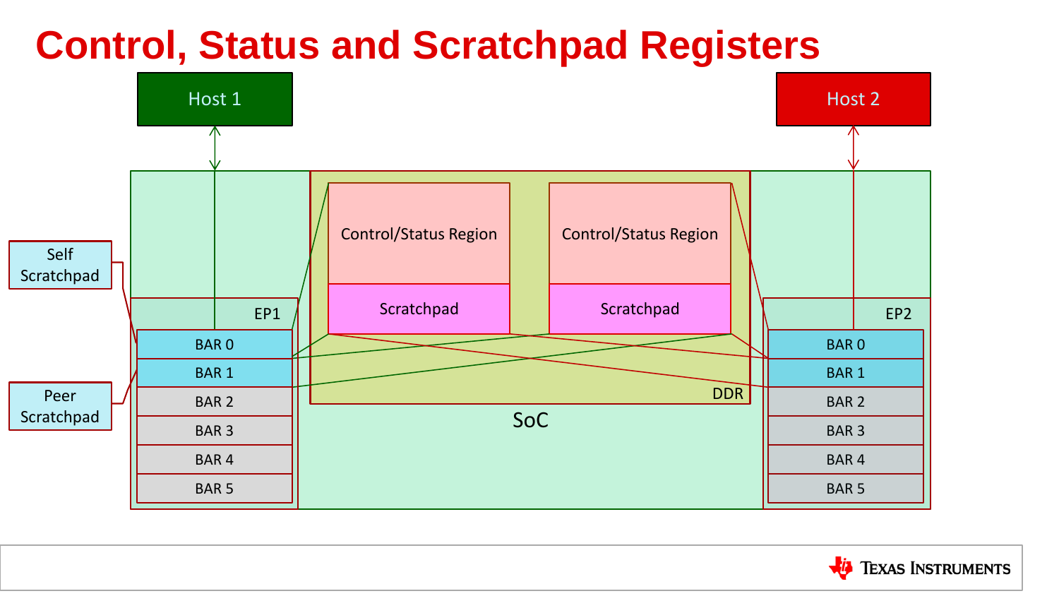# Control, Status and Scratchpad Registers

Host 1

Host 2

Self Scratchpad

Peer Scratchpad

EP1

EP2

| BAR 0 |
|---|
| BAR 1 |
| BAR 2 |
| BAR 3 |
| BAR 4 |
| BAR 5 |

Control/Status Region

Scratchpad

Control/Status Region

Scratchpad

DDR

SoC

| BAR 0 |
|---|
| BAR 1 |
| BAR 2 |
| BAR 3 |
| BAR 4 |
| BAR 5 |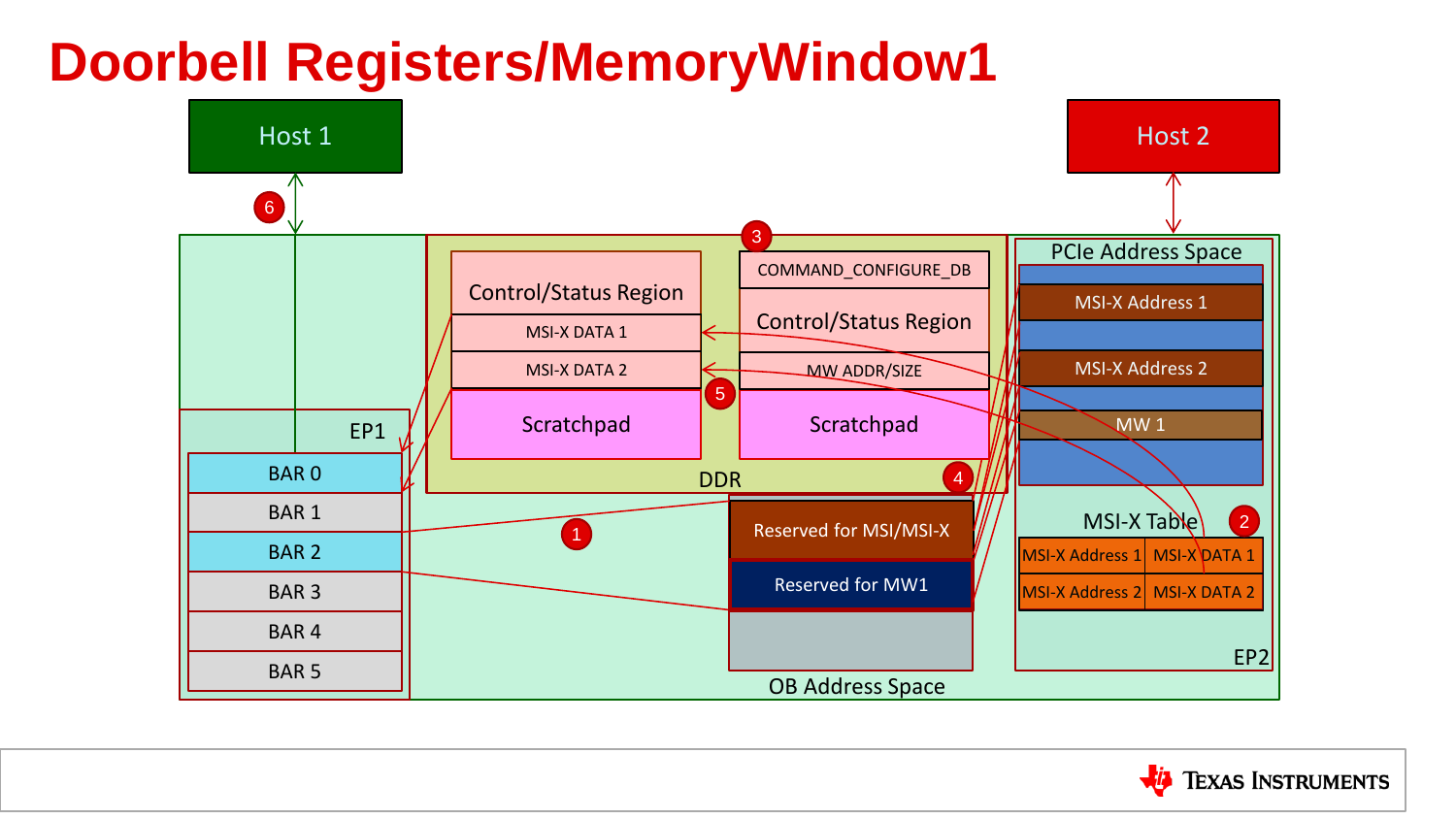# Doorbell Registers/MemoryWindow1

Host 1

Host 2

6

3

PCIe Address Space

Control/Status Region

COMMAND_CONFIGURE_DB

MSI-X Address 1

MSI-X DATA 1

Control/Status Region

MSI-X DATA 2

MW ADDR/SIZE

MSI-X Address 2

5

Scratchpad

Scratchpad

MW 1

EP1

BAR 0

DDR

4

BAR 1

MSI-X Table

2

Reserved for MSI/MSI-X

1

BAR 2

MSI-X Address 1 | MSI-X DATA 1

Reserved for MW1

BAR 3

MSI-X Address 2 | MSI-X DATA 2

BAR 4

BAR 5

EP2

OB Address Space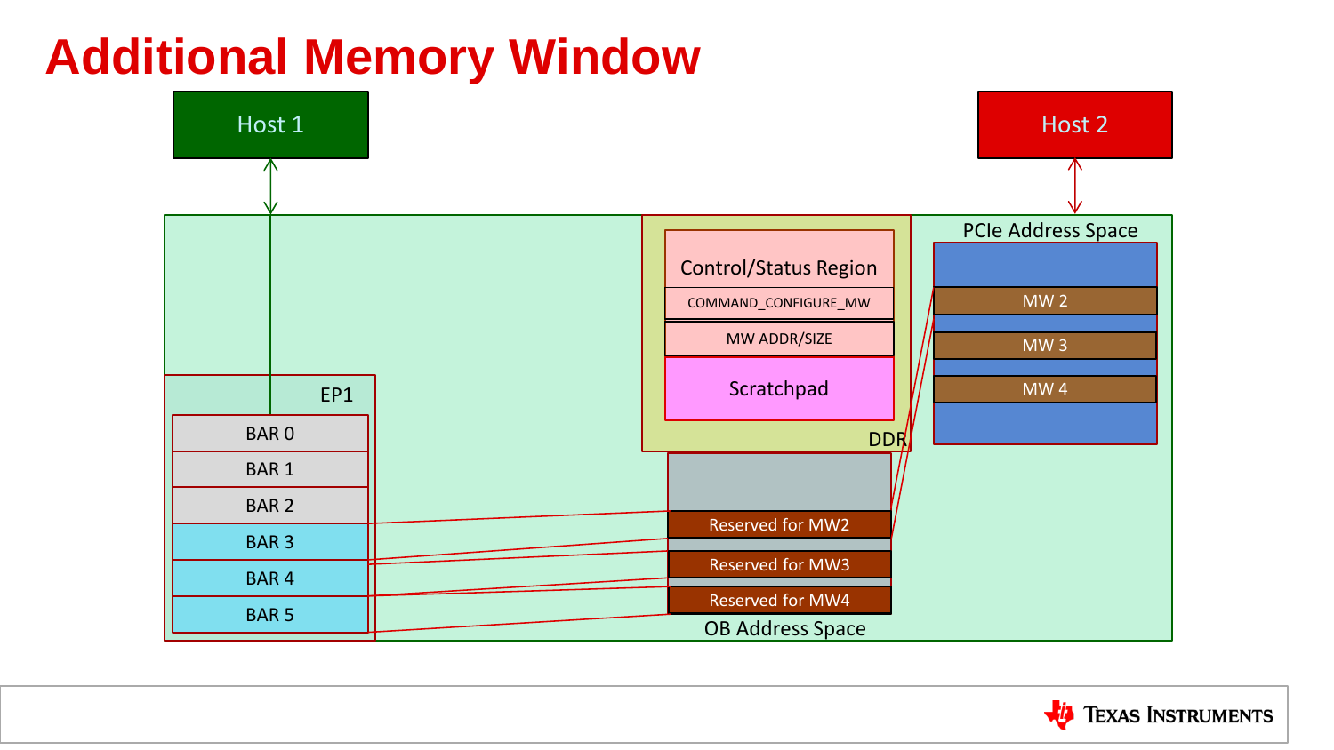# Additional Memory Window

Host 1

Host 2

PCIe Address Space

MW 2

MW 3

MW 4

Control/Status Region

COMMAND_CONFIGURE_MW

MW ADDR/SIZE

Scratchpad

DDR

EP1

BAR 0

BAR 1

BAR 2

BAR 3

BAR 4

BAR 5

Reserved for MW2

Reserved for MW3

Reserved for MW4

OB Address Space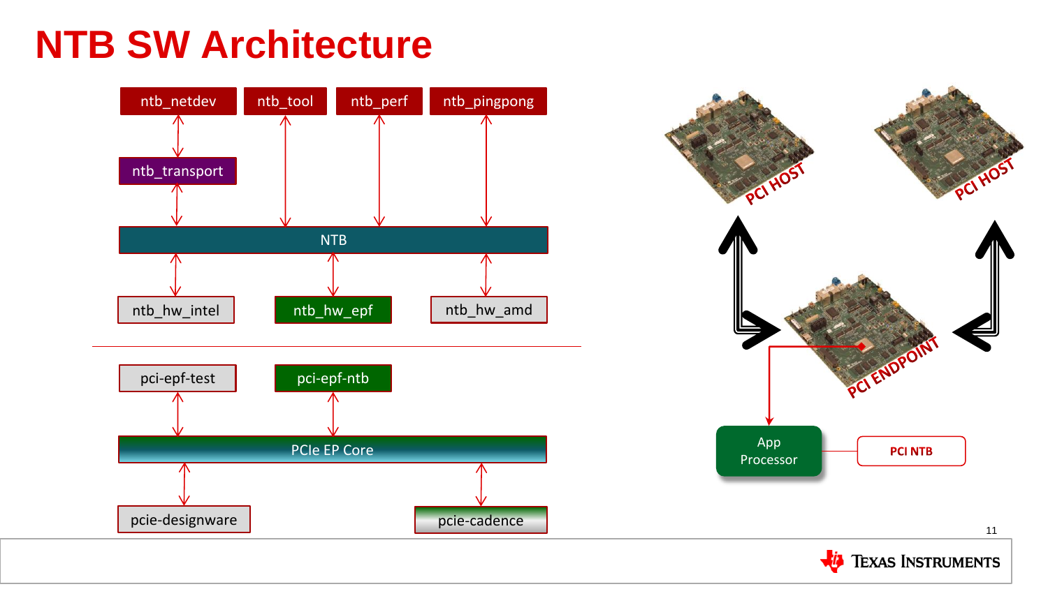# NTB SW Architecture

ntb_netdev

ntb_tool

ntb_perf

ntb_pingpong

ntb_transport

NTB

ntb_hw_intel

ntb_hw_epf

ntb_hw_amd

pci-epf-test

pci-epf-ntb

PCIe EP Core

pcie-designware

pcie-cadence

PCI HOST

PCI HOST

PCI ENDPOINT

App Processor

PCI NTB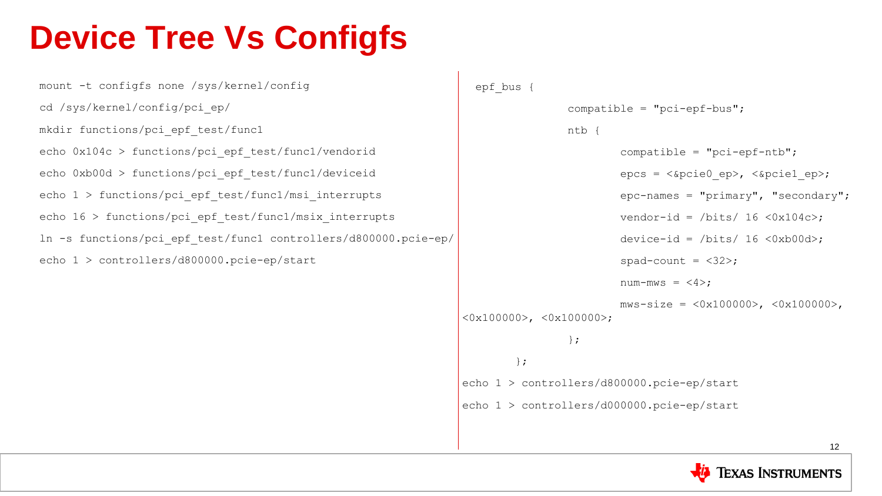# Device Tree Vs Configfs

```
mount -t configfs none /sys/kernel/config
cd /sys/kernel/config/pci_ep/
mkdir functions/pci_epf_test/func1
echo 0x104c > functions/pci_epf_test/func1/vendorid
echo 0xb00d > functions/pci_epf_test/func1/deviceid
echo 1 > functions/pci_epf_test/func1/msi_interrupts
echo 16 > functions/pci_epf_test/func1/msix_interrupts
ln -s functions/pci_epf_test/func1 controllers/d800000.pcie-ep/
echo 1 > controllers/d800000.pcie-ep/start
```

```
epf_bus {
        compatible = "pci-epf-bus";
        ntb {
                compatible = "pci-epf-ntb";
                epcs = <&pcie0_ep>, <&pcie1_ep>;
                epc-names = "primary", "secondary";
                vendor-id = /bits/ 16 <0x104c>;
                device-id = /bits/ 16 <0xb00d>;
                spad-count = <32>;
                num-mws = <4>;
                mws-size = <0x100000>, <0x100000>,
<0x100000>, <0x100000>;
        };
};
echo 1 > controllers/d800000.pcie-ep/start
echo 1 > controllers/d000000.pcie-ep/start
```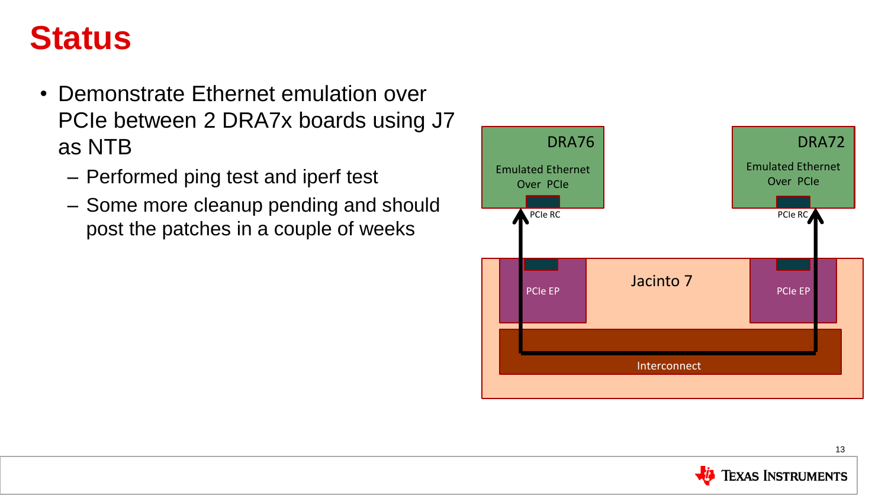# Status

- Demonstrate Ethernet emulation over PCIe between 2 DRA7x boards using J7 as NTB
  - Performed ping test and iperf test
  - Some more cleanup pending and should post the patches in a couple of weeks

DRA76

Emulated Ethernet Over PCIe

PCIe RC

DRA72

Emulated Ethernet Over PCIe

PCIe RC

Jacinto 7

PCIe EP

PCIe EP

Interconnect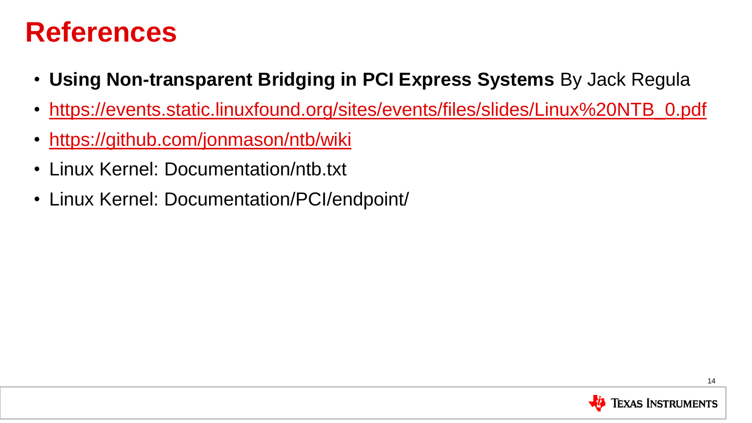# References

- **Using Non-transparent Bridging in PCI Express Systems** By Jack Regula
- https://events.static.linuxfound.org/sites/events/files/slides/Linux%20NTB_0.pdf
- https://github.com/jonmason/ntb/wiki
- Linux Kernel: Documentation/ntb.txt
- Linux Kernel: Documentation/PCI/endpoint/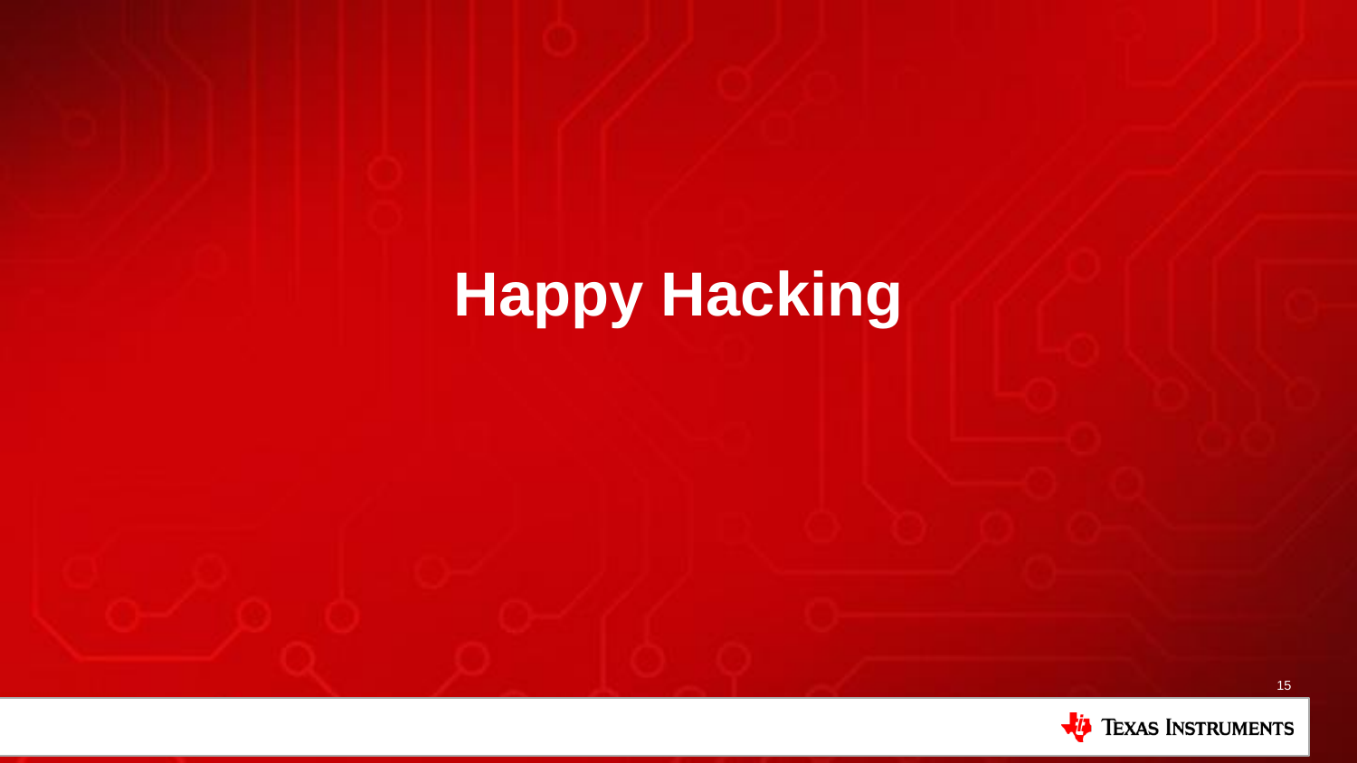# Happy Hacking